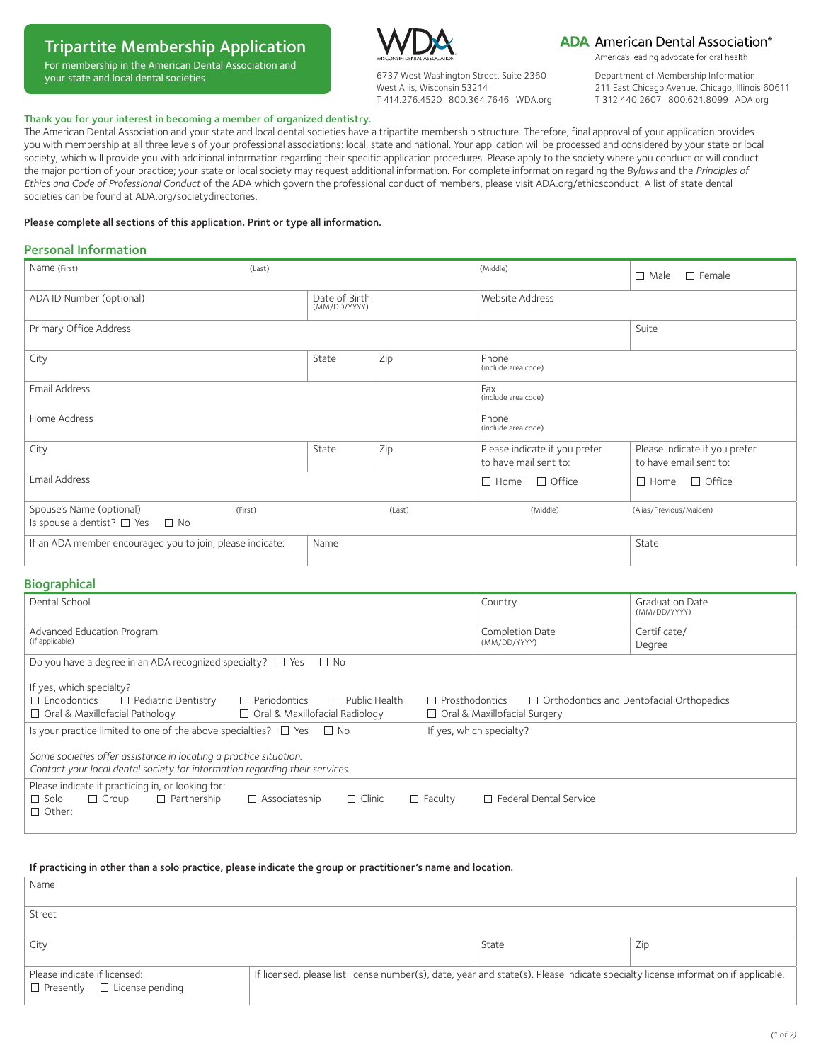# Tripartite Membership Application

For membership in the American Dental Association and your state and local dental societies

WDA WISCONSIN DENTAL ASSOCIATION
6737 West Washington Street, Suite 2360
West Allis, Wisconsin 53214
T 414.276.4520 800.364.7646 WDA.org

ADA American Dental Association®
America's leading advocate for oral health
Department of Membership Information
211 East Chicago Avenue, Chicago, Illinois 60611
T 312.440.2607 800.621.8099 ADA.org

**Thank you for your interest in becoming a member of organized dentistry.**

The American Dental Association and your state and local dental societies have a tripartite membership structure. Therefore, final approval of your application provides you with membership at all three levels of your professional associations: local, state and national. Your application will be processed and considered by your state or local society, which will provide you with additional information regarding their specific application procedures. Please apply to the society where you conduct or will conduct the major portion of your practice; your state or local society may request additional information. For complete information regarding the *Bylaws* and the *Principles of Ethics and Code of Professional Conduct* of the ADA which govern the professional conduct of members, please visit ADA.org/ethicsconduct. A list of state dental societies can be found at ADA.org/societydirectories.

**Please complete all sections of this application. Print or type all information.**

## Personal Information

| | | | | |
|---|---|---|---|---|
| Name (First) (Last) | | | (Middle) | ☐ Male ☐ Female |
| ADA ID Number (optional) | Date of Birth (MM/DD/YYYY) | | Website Address | |
| Primary Office Address | | | | Suite |
| City | State | Zip | Phone (include area code) | |
| Email Address | | | Fax (include area code) | |
| Home Address | | | Phone (include area code) | |
| City | State | Zip | Please indicate if you prefer to have mail sent to: | Please indicate if you prefer to have email sent to: |
| Email Address | | | ☐ Home ☐ Office | ☐ Home ☐ Office |
| Spouse's Name (optional) (First) Is spouse a dentist? ☐ Yes ☐ No | (Last) | | (Middle) | (Alias/Previous/Maiden) |
| If an ADA member encouraged you to join, please indicate: | Name | | | State |

## Biographical

| | | |
|---|---|---|
| Dental School | Country | Graduation Date (MM/DD/YYYY) |
| Advanced Education Program (if applicable) | Completion Date (MM/DD/YYYY) | Certificate/ Degree |

Do you have a degree in an ADA recognized specialty? ☐ Yes ☐ No

If yes, which specialty?
☐ Endodontics ☐ Pediatric Dentistry ☐ Periodontics ☐ Public Health ☐ Prosthodontics ☐ Orthodontics and Dentofacial Orthopedics
☐ Oral & Maxillofacial Pathology ☐ Oral & Maxillofacial Radiology ☐ Oral & Maxillofacial Surgery

Is your practice limited to one of the above specialties? ☐ Yes ☐ No    If yes, which specialty?

*Some societies offer assistance in locating a practice situation.*
*Contact your local dental society for information regarding their services.*

Please indicate if practicing in, or looking for:
☐ Solo ☐ Group ☐ Partnership ☐ Associateship ☐ Clinic ☐ Faculty ☐ Federal Dental Service
☐ Other:

**If practicing in other than a solo practice, please indicate the group or practitioner's name and location.**

| | | |
|---|---|---|
| Name | | |
| Street | | |
| City | State | Zip |

| | |
|---|---|
| Please indicate if licensed: ☐ Presently ☐ License pending | If licensed, please list license number(s), date, year and state(s). Please indicate specialty license information if applicable. |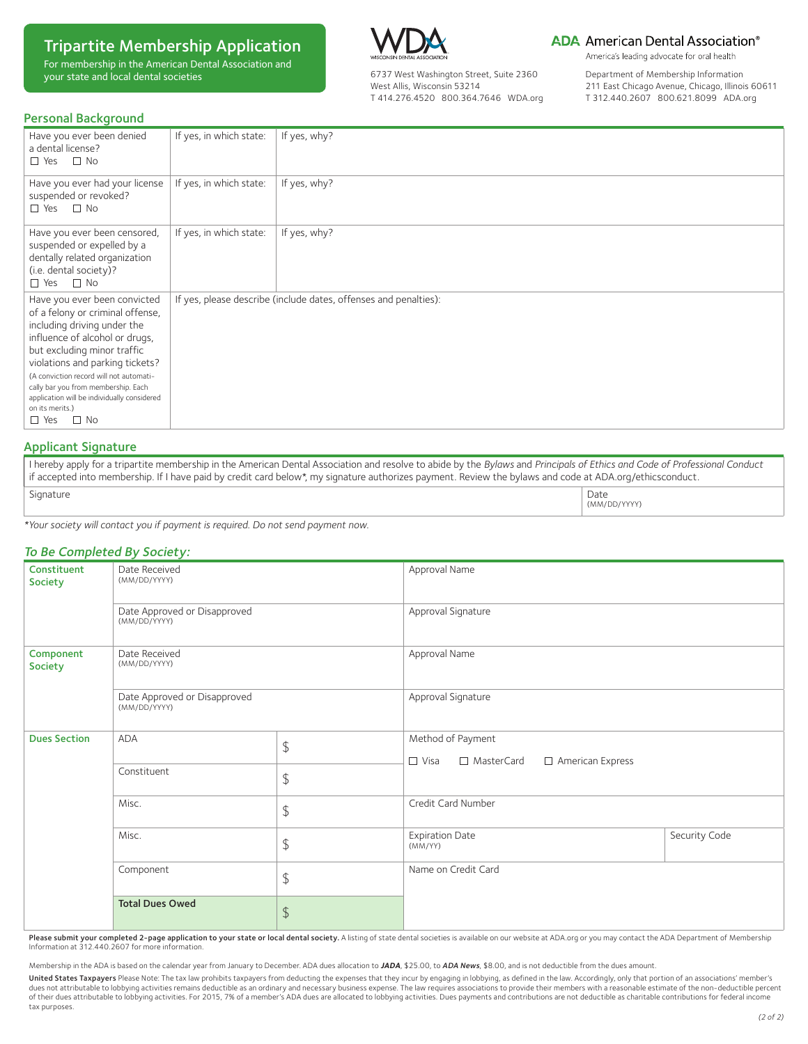# Tripartite Membership Application

For membership in the American Dental Association and your state and local dental societies

WDA — Wisconsin Dental Association
6737 West Washington Street, Suite 2360
West Allis, Wisconsin 53214
T 414.276.4520 800.364.7646 WDA.org

ADA American Dental Association®
America's leading advocate for oral health
Department of Membership Information
211 East Chicago Avenue, Chicago, Illinois 60611
T 312.440.2607 800.621.8099 ADA.org

## Personal Background

| | | |
|---|---|---|
| Have you ever been denied a dental license? ☐ Yes ☐ No | If yes, in which state: | If yes, why? |
| Have you ever had your license suspended or revoked? ☐ Yes ☐ No | If yes, in which state: | If yes, why? |
| Have you ever been censored, suspended or expelled by a dentally related organization (i.e. dental society)? ☐ Yes ☐ No | If yes, in which state: | If yes, why? |
| Have you ever been convicted of a felony or criminal offense, including driving under the influence of alcohol or drugs, but excluding minor traffic violations and parking tickets? (A conviction record will not automatically bar you from membership. Each application will be individually considered on its merits.) ☐ Yes ☐ No | If yes, please describe (include dates, offenses and penalties): | |

## Applicant Signature

I hereby apply for a tripartite membership in the American Dental Association and resolve to abide by the *Bylaws* and *Principals of Ethics and Code of Professional Conduct* if accepted into membership. If I have paid by credit card below*, my signature authorizes payment. Review the bylaws and code at ADA.org/ethicsconduct.

| | |
|---|---|
| Signature | Date (MM/DD/YYYY) |

*\*Your society will contact you if payment is required. Do not send payment now.*

## *To Be Completed By Society:*

| | | | | |
|---|---|---|---|---|
| **Constituent Society** | Date Received (MM/DD/YYYY) | | Approval Name | |
| | Date Approved or Disapproved (MM/DD/YYYY) | | Approval Signature | |
| **Component Society** | Date Received (MM/DD/YYYY) | | Approval Name | |
| | Date Approved or Disapproved (MM/DD/YYYY) | | Approval Signature | |
| **Dues Section** | ADA | $ | Method of Payment ☐ Visa ☐ MasterCard ☐ American Express | |
| | Constituent | $ | | |
| | Misc. | $ | Credit Card Number | |
| | Misc. | $ | Expiration Date (MM/YY) | Security Code |
| | Component | $ | Name on Credit Card | |
| | **Total Dues Owed** | $ | | |

**Please submit your completed 2-page application to your state or local dental society.** A listing of state dental societies is available on our website at ADA.org or you may contact the ADA Department of Membership Information at 312.440.2607 for more information.

Membership in the ADA is based on the calendar year from January to December. ADA dues allocation to ***JADA***, $25.00, to ***ADA News***, $8.00, and is not deductible from the dues amount.

**United States Taxpayers** Please Note: The tax law prohibits taxpayers from deducting the expenses that they incur by engaging in lobbying, as defined in the law. Accordingly, only that portion of an associations' member's dues not attributable to lobbying activities remains deductible as an ordinary and necessary business expense. The law requires associations to provide their members with a reasonable estimate of the non-deductible percent of their dues attributable to lobbying activities. For 2015, 7% of a member's ADA dues are allocated to lobbying activities. Dues payments and contributions are not deductible as charitable contributions for federal income tax purposes.